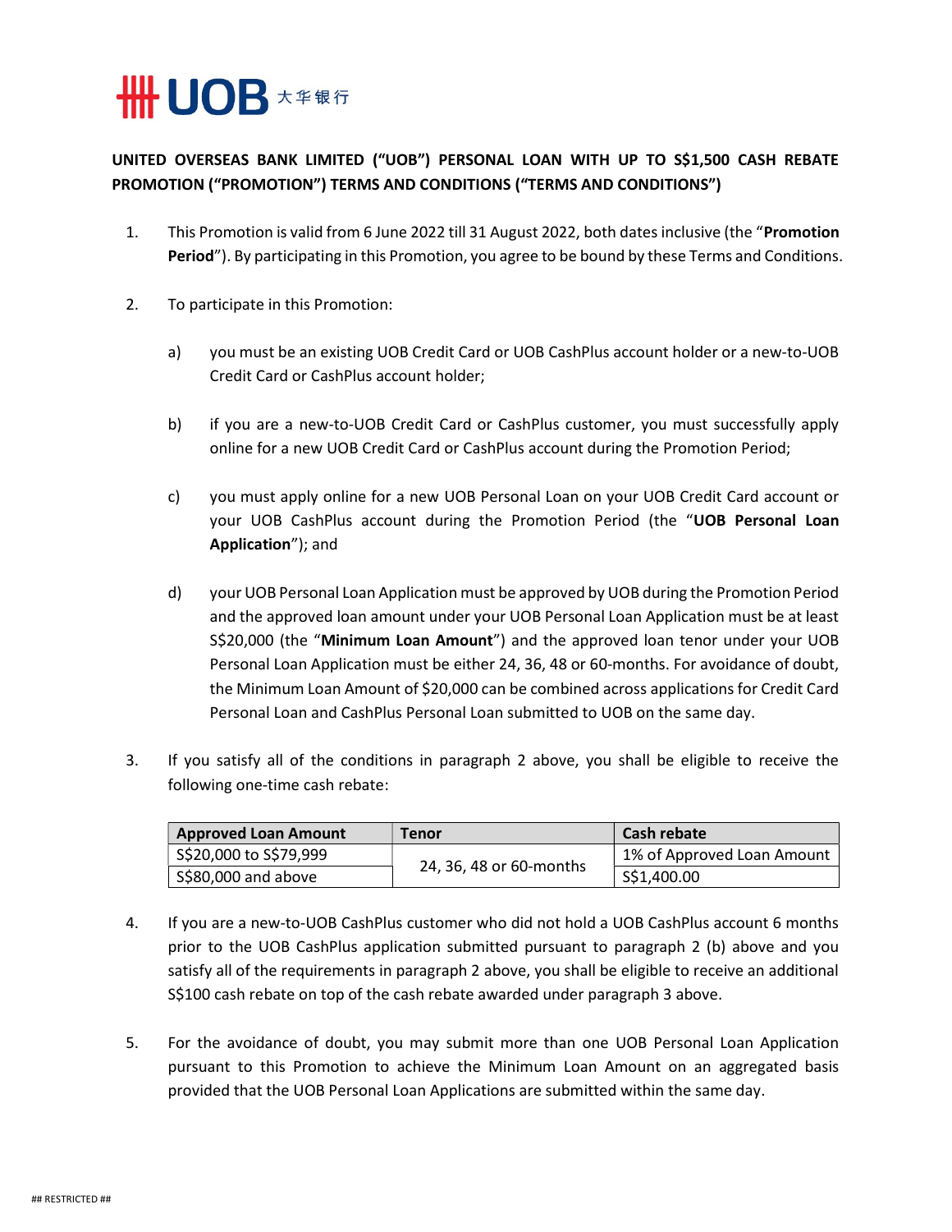**UNITED OVERSEAS BANK LIMITED ("UOB") PERSONAL LOAN WITH UP TO S$1,500 CASH REBATE PROMOTION ("PROMOTION") TERMS AND CONDITIONS ("TERMS AND CONDITIONS")**

1. This Promotion is valid from 6 June 2022 till 31 August 2022, both dates inclusive (the "**Promotion Period**"). By participating in this Promotion, you agree to be bound by these Terms and Conditions.

2. To participate in this Promotion:

   a) you must be an existing UOB Credit Card or UOB CashPlus account holder or a new-to-UOB Credit Card or CashPlus account holder;

   b) if you are a new-to-UOB Credit Card or CashPlus customer, you must successfully apply online for a new UOB Credit Card or CashPlus account during the Promotion Period;

   c) you must apply online for a new UOB Personal Loan on your UOB Credit Card account or your UOB CashPlus account during the Promotion Period (the "**UOB Personal Loan Application**"); and

   d) your UOB Personal Loan Application must be approved by UOB during the Promotion Period and the approved loan amount under your UOB Personal Loan Application must be at least S$20,000 (the "**Minimum Loan Amount**") and the approved loan tenor under your UOB Personal Loan Application must be either 24, 36, 48 or 60-months. For avoidance of doubt, the Minimum Loan Amount of $20,000 can be combined across applications for Credit Card Personal Loan and CashPlus Personal Loan submitted to UOB on the same day.

3. If you satisfy all of the conditions in paragraph 2 above, you shall be eligible to receive the following one-time cash rebate:

| Approved Loan Amount | Tenor | Cash rebate |
|---|---|---|
| S$20,000 to S$79,999 | 24, 36, 48 or 60-months | 1% of Approved Loan Amount |
| S$80,000 and above | | S$1,400.00 |

4. If you are a new-to-UOB CashPlus customer who did not hold a UOB CashPlus account 6 months prior to the UOB CashPlus application submitted pursuant to paragraph 2 (b) above and you satisfy all of the requirements in paragraph 2 above, you shall be eligible to receive an additional S$100 cash rebate on top of the cash rebate awarded under paragraph 3 above.

5. For the avoidance of doubt, you may submit more than one UOB Personal Loan Application pursuant to this Promotion to achieve the Minimum Loan Amount on an aggregated basis provided that the UOB Personal Loan Applications are submitted within the same day.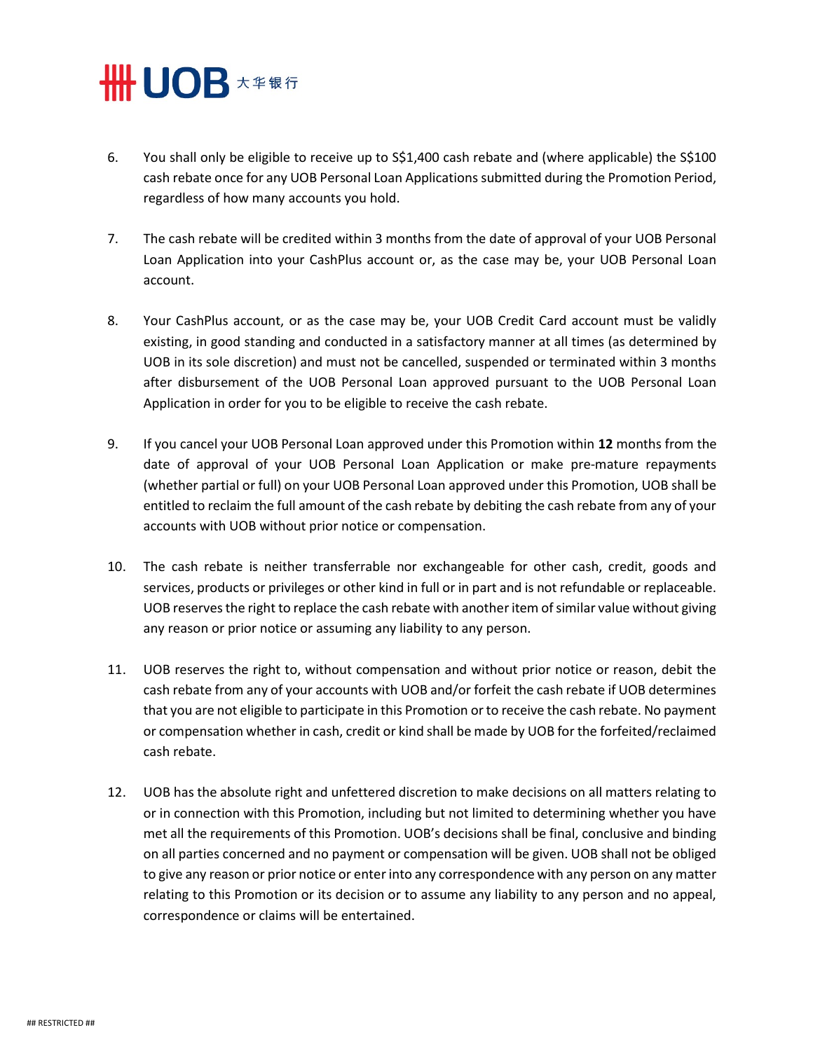6. You shall only be eligible to receive up to S$1,400 cash rebate and (where applicable) the S$100 cash rebate once for any UOB Personal Loan Applications submitted during the Promotion Period, regardless of how many accounts you hold.

7. The cash rebate will be credited within 3 months from the date of approval of your UOB Personal Loan Application into your CashPlus account or, as the case may be, your UOB Personal Loan account.

8. Your CashPlus account, or as the case may be, your UOB Credit Card account must be validly existing, in good standing and conducted in a satisfactory manner at all times (as determined by UOB in its sole discretion) and must not be cancelled, suspended or terminated within 3 months after disbursement of the UOB Personal Loan approved pursuant to the UOB Personal Loan Application in order for you to be eligible to receive the cash rebate.

9. If you cancel your UOB Personal Loan approved under this Promotion within **12** months from the date of approval of your UOB Personal Loan Application or make pre-mature repayments (whether partial or full) on your UOB Personal Loan approved under this Promotion, UOB shall be entitled to reclaim the full amount of the cash rebate by debiting the cash rebate from any of your accounts with UOB without prior notice or compensation.

10. The cash rebate is neither transferrable nor exchangeable for other cash, credit, goods and services, products or privileges or other kind in full or in part and is not refundable or replaceable. UOB reserves the right to replace the cash rebate with another item of similar value without giving any reason or prior notice or assuming any liability to any person.

11. UOB reserves the right to, without compensation and without prior notice or reason, debit the cash rebate from any of your accounts with UOB and/or forfeit the cash rebate if UOB determines that you are not eligible to participate in this Promotion or to receive the cash rebate. No payment or compensation whether in cash, credit or kind shall be made by UOB for the forfeited/reclaimed cash rebate.

12. UOB has the absolute right and unfettered discretion to make decisions on all matters relating to or in connection with this Promotion, including but not limited to determining whether you have met all the requirements of this Promotion. UOB's decisions shall be final, conclusive and binding on all parties concerned and no payment or compensation will be given. UOB shall not be obliged to give any reason or prior notice or enter into any correspondence with any person on any matter relating to this Promotion or its decision or to assume any liability to any person and no appeal, correspondence or claims will be entertained.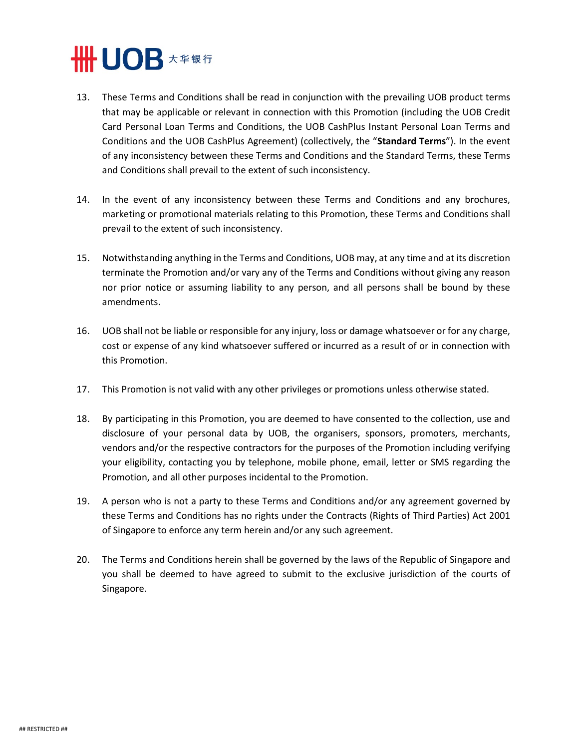13. These Terms and Conditions shall be read in conjunction with the prevailing UOB product terms that may be applicable or relevant in connection with this Promotion (including the UOB Credit Card Personal Loan Terms and Conditions, the UOB CashPlus Instant Personal Loan Terms and Conditions and the UOB CashPlus Agreement) (collectively, the "**Standard Terms**"). In the event of any inconsistency between these Terms and Conditions and the Standard Terms, these Terms and Conditions shall prevail to the extent of such inconsistency.

14. In the event of any inconsistency between these Terms and Conditions and any brochures, marketing or promotional materials relating to this Promotion, these Terms and Conditions shall prevail to the extent of such inconsistency.

15. Notwithstanding anything in the Terms and Conditions, UOB may, at any time and at its discretion terminate the Promotion and/or vary any of the Terms and Conditions without giving any reason nor prior notice or assuming liability to any person, and all persons shall be bound by these amendments.

16. UOB shall not be liable or responsible for any injury, loss or damage whatsoever or for any charge, cost or expense of any kind whatsoever suffered or incurred as a result of or in connection with this Promotion.

17. This Promotion is not valid with any other privileges or promotions unless otherwise stated.

18. By participating in this Promotion, you are deemed to have consented to the collection, use and disclosure of your personal data by UOB, the organisers, sponsors, promoters, merchants, vendors and/or the respective contractors for the purposes of the Promotion including verifying your eligibility, contacting you by telephone, mobile phone, email, letter or SMS regarding the Promotion, and all other purposes incidental to the Promotion.

19. A person who is not a party to these Terms and Conditions and/or any agreement governed by these Terms and Conditions has no rights under the Contracts (Rights of Third Parties) Act 2001 of Singapore to enforce any term herein and/or any such agreement.

20. The Terms and Conditions herein shall be governed by the laws of the Republic of Singapore and you shall be deemed to have agreed to submit to the exclusive jurisdiction of the courts of Singapore.